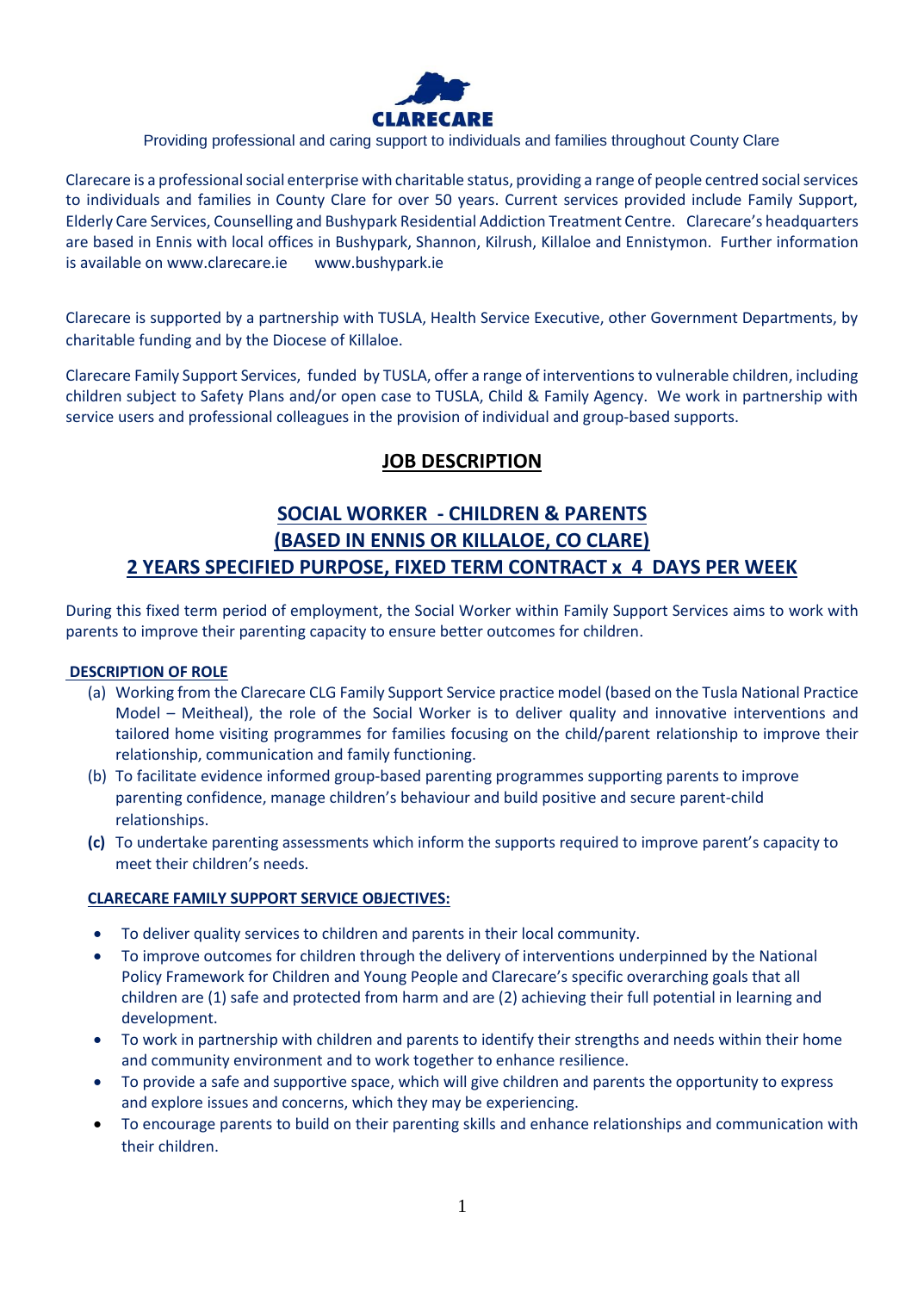**CLARECARE**

Providing professional and caring support to individuals and families throughout County Clare

Clarecare is a professional social enterprise with charitable status, providing a range of people centred social services to individuals and families in County Clare for over 50 years. Current services provided include Family Support, Elderly Care Services, Counselling and Bushypark Residential Addiction Treatment Centre. Clarecare's headquarters are based in Ennis with local offices in Bushypark, Shannon, Kilrush, Killaloe and Ennistymon. Further information is available on www.clarecare.ie www.bushypark.ie

Clarecare is supported by a partnership with TUSLA, Health Service Executive, other Government Departments, by charitable funding and by the Diocese of Killaloe.

Clarecare Family Support Services, funded by TUSLA, offer a range of interventions to vulnerable children, including children subject to Safety Plans and/or open case to TUSLA, Child & Family Agency. We work in partnership with service users and professional colleagues in the provision of individual and group-based supports.

## JOB DESCRIPTION

## SOCIAL WORKER - CHILDREN & PARENTS
## (BASED IN ENNIS OR KILLALOE, CO CLARE)
## 2 YEARS SPECIFIED PURPOSE, FIXED TERM CONTRACT x 4 DAYS PER WEEK

During this fixed term period of employment, the Social Worker within Family Support Services aims to work with parents to improve their parenting capacity to ensure better outcomes for children.

### DESCRIPTION OF ROLE

(a) Working from the Clarecare CLG Family Support Service practice model (based on the Tusla National Practice Model – Meitheal), the role of the Social Worker is to deliver quality and innovative interventions and tailored home visiting programmes for families focusing on the child/parent relationship to improve their relationship, communication and family functioning.

(b) To facilitate evidence informed group-based parenting programmes supporting parents to improve parenting confidence, manage children's behaviour and build positive and secure parent-child relationships.

**(c)** To undertake parenting assessments which inform the supports required to improve parent's capacity to meet their children's needs.

### CLARECARE FAMILY SUPPORT SERVICE OBJECTIVES:

- To deliver quality services to children and parents in their local community.
- To improve outcomes for children through the delivery of interventions underpinned by the National Policy Framework for Children and Young People and Clarecare's specific overarching goals that all children are (1) safe and protected from harm and are (2) achieving their full potential in learning and development.
- To work in partnership with children and parents to identify their strengths and needs within their home and community environment and to work together to enhance resilience.
- To provide a safe and supportive space, which will give children and parents the opportunity to express and explore issues and concerns, which they may be experiencing.
- To encourage parents to build on their parenting skills and enhance relationships and communication with their children.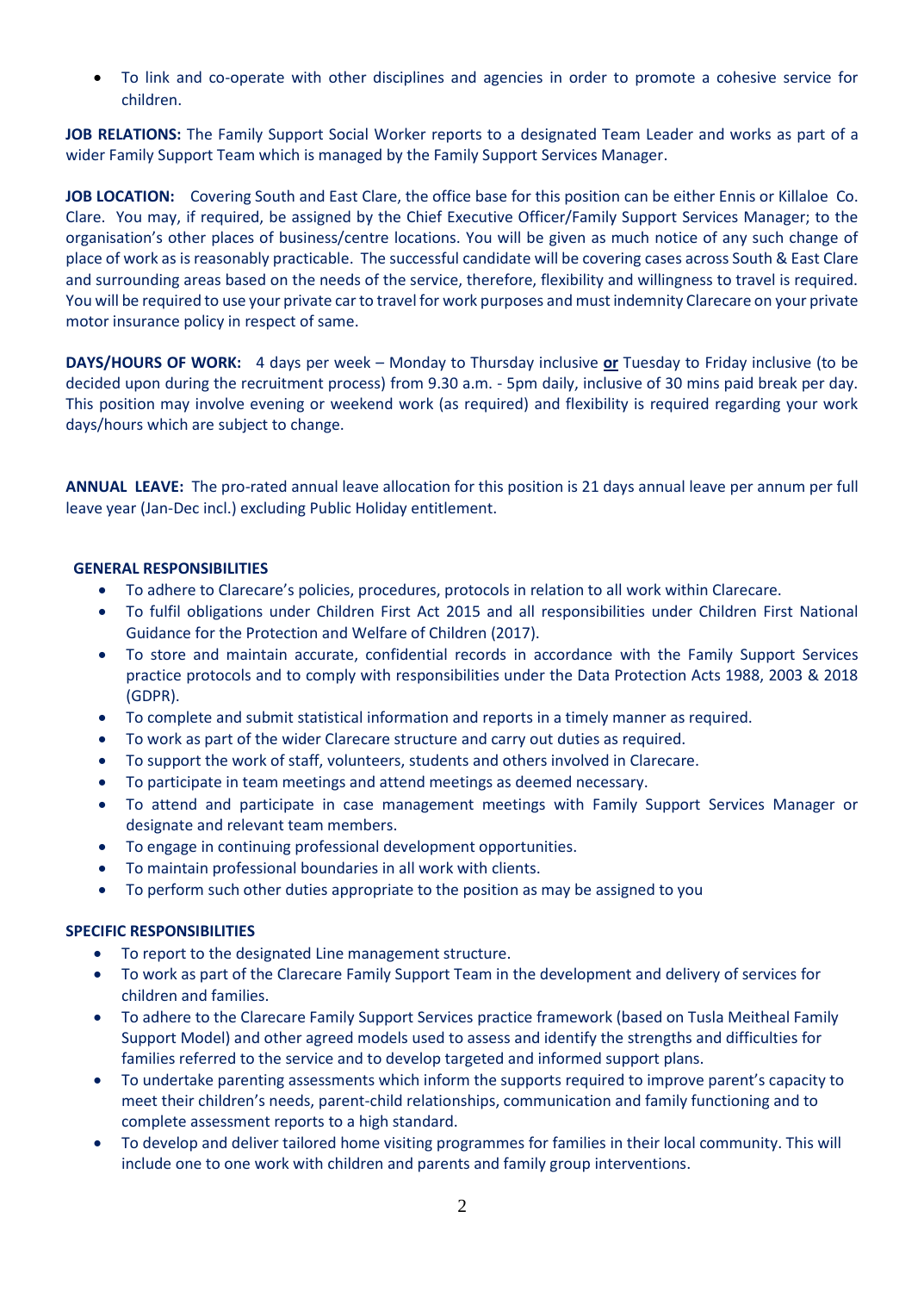- To link and co-operate with other disciplines and agencies in order to promote a cohesive service for children.

**JOB RELATIONS:** The Family Support Social Worker reports to a designated Team Leader and works as part of a wider Family Support Team which is managed by the Family Support Services Manager.

**JOB LOCATION:** Covering South and East Clare, the office base for this position can be either Ennis or Killaloe Co. Clare. You may, if required, be assigned by the Chief Executive Officer/Family Support Services Manager; to the organisation's other places of business/centre locations. You will be given as much notice of any such change of place of work as is reasonably practicable. The successful candidate will be covering cases across South & East Clare and surrounding areas based on the needs of the service, therefore, flexibility and willingness to travel is required. You will be required to use your private car to travel for work purposes and must indemnity Clarecare on your private motor insurance policy in respect of same.

**DAYS/HOURS OF WORK:** 4 days per week – Monday to Thursday inclusive **or** Tuesday to Friday inclusive (to be decided upon during the recruitment process) from 9.30 a.m. - 5pm daily, inclusive of 30 mins paid break per day. This position may involve evening or weekend work (as required) and flexibility is required regarding your work days/hours which are subject to change.

**ANNUAL LEAVE:** The pro-rated annual leave allocation for this position is 21 days annual leave per annum per full leave year (Jan-Dec incl.) excluding Public Holiday entitlement.

**GENERAL RESPONSIBILITIES**

- To adhere to Clarecare's policies, procedures, protocols in relation to all work within Clarecare.
- To fulfil obligations under Children First Act 2015 and all responsibilities under Children First National Guidance for the Protection and Welfare of Children (2017).
- To store and maintain accurate, confidential records in accordance with the Family Support Services practice protocols and to comply with responsibilities under the Data Protection Acts 1988, 2003 & 2018 (GDPR).
- To complete and submit statistical information and reports in a timely manner as required.
- To work as part of the wider Clarecare structure and carry out duties as required.
- To support the work of staff, volunteers, students and others involved in Clarecare.
- To participate in team meetings and attend meetings as deemed necessary.
- To attend and participate in case management meetings with Family Support Services Manager or designate and relevant team members.
- To engage in continuing professional development opportunities.
- To maintain professional boundaries in all work with clients.
- To perform such other duties appropriate to the position as may be assigned to you

**SPECIFIC RESPONSIBILITIES**

- To report to the designated Line management structure.
- To work as part of the Clarecare Family Support Team in the development and delivery of services for children and families.
- To adhere to the Clarecare Family Support Services practice framework (based on Tusla Meitheal Family Support Model) and other agreed models used to assess and identify the strengths and difficulties for families referred to the service and to develop targeted and informed support plans.
- To undertake parenting assessments which inform the supports required to improve parent's capacity to meet their children's needs, parent-child relationships, communication and family functioning and to complete assessment reports to a high standard.
- To develop and deliver tailored home visiting programmes for families in their local community. This will include one to one work with children and parents and family group interventions.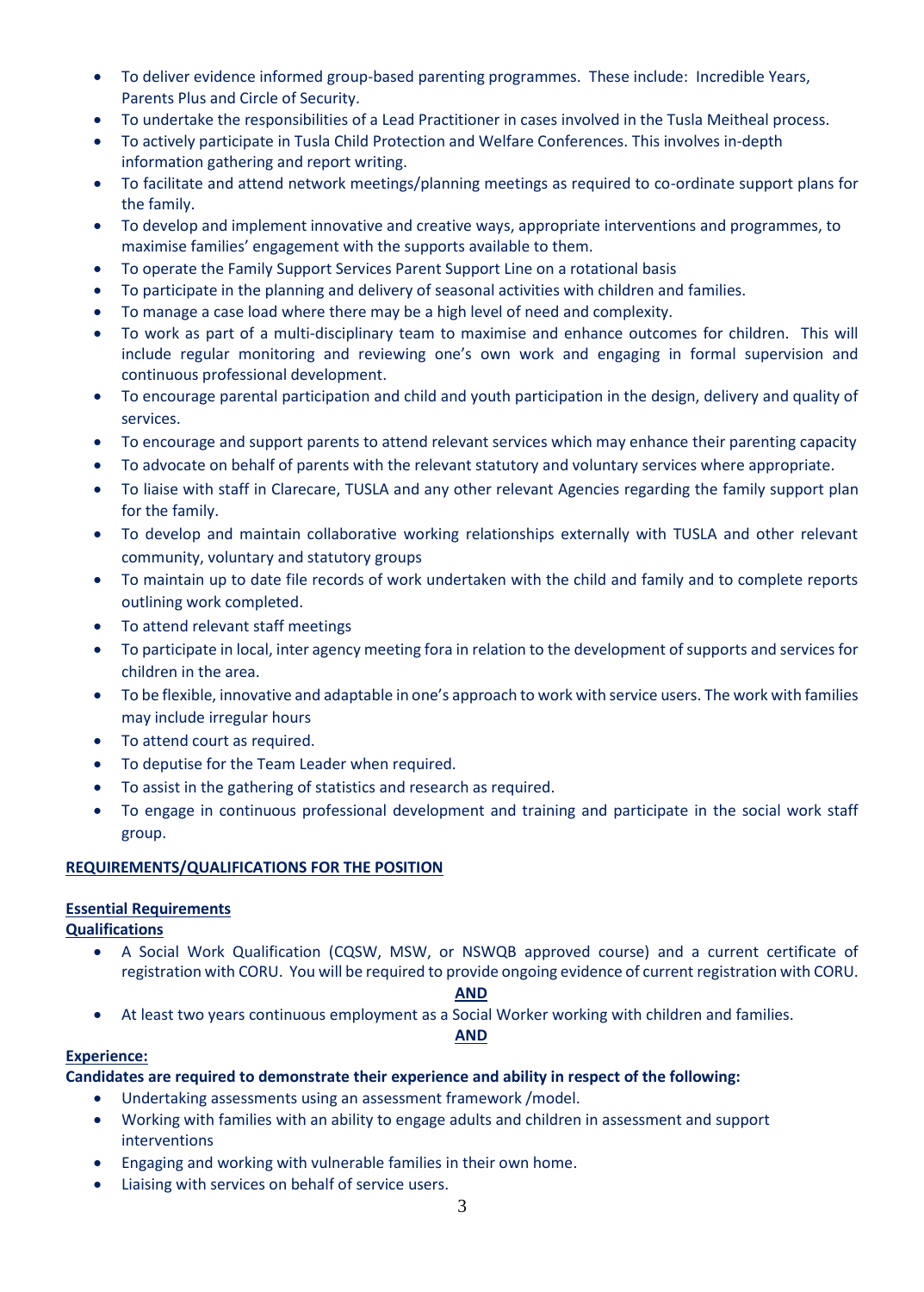- To deliver evidence informed group-based parenting programmes. These include: Incredible Years, Parents Plus and Circle of Security.
- To undertake the responsibilities of a Lead Practitioner in cases involved in the Tusla Meitheal process.
- To actively participate in Tusla Child Protection and Welfare Conferences. This involves in-depth information gathering and report writing.
- To facilitate and attend network meetings/planning meetings as required to co-ordinate support plans for the family.
- To develop and implement innovative and creative ways, appropriate interventions and programmes, to maximise families' engagement with the supports available to them.
- To operate the Family Support Services Parent Support Line on a rotational basis
- To participate in the planning and delivery of seasonal activities with children and families.
- To manage a case load where there may be a high level of need and complexity.
- To work as part of a multi-disciplinary team to maximise and enhance outcomes for children. This will include regular monitoring and reviewing one's own work and engaging in formal supervision and continuous professional development.
- To encourage parental participation and child and youth participation in the design, delivery and quality of services.
- To encourage and support parents to attend relevant services which may enhance their parenting capacity
- To advocate on behalf of parents with the relevant statutory and voluntary services where appropriate.
- To liaise with staff in Clarecare, TUSLA and any other relevant Agencies regarding the family support plan for the family.
- To develop and maintain collaborative working relationships externally with TUSLA and other relevant community, voluntary and statutory groups
- To maintain up to date file records of work undertaken with the child and family and to complete reports outlining work completed.
- To attend relevant staff meetings
- To participate in local, inter agency meeting fora in relation to the development of supports and services for children in the area.
- To be flexible, innovative and adaptable in one's approach to work with service users. The work with families may include irregular hours
- To attend court as required.
- To deputise for the Team Leader when required.
- To assist in the gathering of statistics and research as required.
- To engage in continuous professional development and training and participate in the social work staff group.

**REQUIREMENTS/QUALIFICATIONS FOR THE POSITION**

**Essential Requirements**

**Qualifications**

- A Social Work Qualification (CQSW, MSW, or NSWQB approved course) and a current certificate of registration with CORU. You will be required to provide ongoing evidence of current registration with CORU.

**AND**

- At least two years continuous employment as a Social Worker working with children and families.

**AND**

**Experience:**

**Candidates are required to demonstrate their experience and ability in respect of the following:**

- Undertaking assessments using an assessment framework /model.
- Working with families with an ability to engage adults and children in assessment and support interventions
- Engaging and working with vulnerable families in their own home.
- Liaising with services on behalf of service users.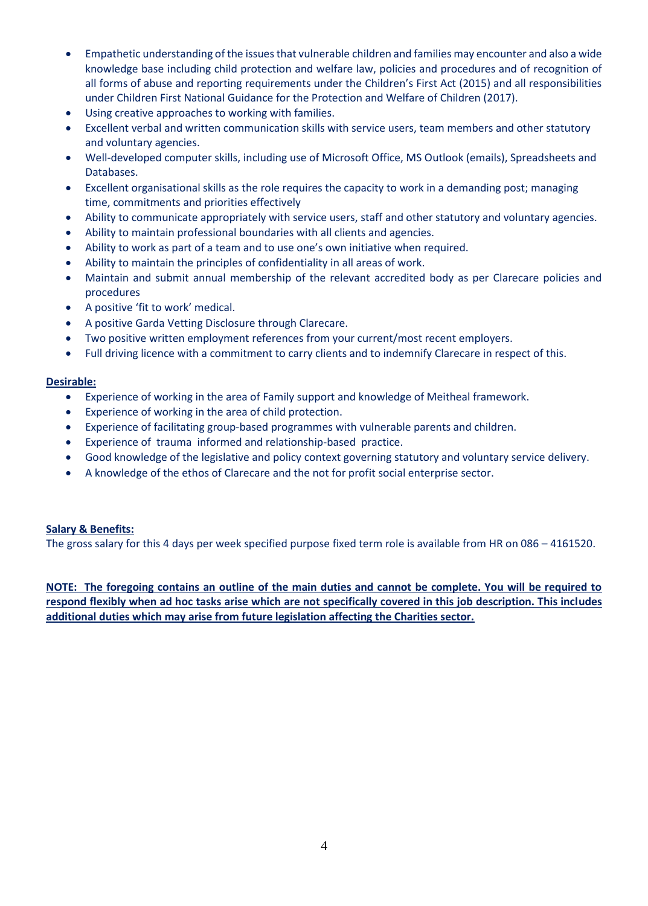- Empathetic understanding of the issues that vulnerable children and families may encounter and also a wide knowledge base including child protection and welfare law, policies and procedures and of recognition of all forms of abuse and reporting requirements under the Children's First Act (2015) and all responsibilities under Children First National Guidance for the Protection and Welfare of Children (2017).
- Using creative approaches to working with families.
- Excellent verbal and written communication skills with service users, team members and other statutory and voluntary agencies.
- Well-developed computer skills, including use of Microsoft Office, MS Outlook (emails), Spreadsheets and Databases.
- Excellent organisational skills as the role requires the capacity to work in a demanding post; managing time, commitments and priorities effectively
- Ability to communicate appropriately with service users, staff and other statutory and voluntary agencies.
- Ability to maintain professional boundaries with all clients and agencies.
- Ability to work as part of a team and to use one's own initiative when required.
- Ability to maintain the principles of confidentiality in all areas of work.
- Maintain and submit annual membership of the relevant accredited body as per Clarecare policies and procedures
- A positive 'fit to work' medical.
- A positive Garda Vetting Disclosure through Clarecare.
- Two positive written employment references from your current/most recent employers.
- Full driving licence with a commitment to carry clients and to indemnify Clarecare in respect of this.

**Desirable:**

- Experience of working in the area of Family support and knowledge of Meitheal framework.
- Experience of working in the area of child protection.
- Experience of facilitating group-based programmes with vulnerable parents and children.
- Experience of trauma informed and relationship-based practice.
- Good knowledge of the legislative and policy context governing statutory and voluntary service delivery.
- A knowledge of the ethos of Clarecare and the not for profit social enterprise sector.

**Salary & Benefits:**

The gross salary for this 4 days per week specified purpose fixed term role is available from HR on 086 – 4161520.

**NOTE: The foregoing contains an outline of the main duties and cannot be complete. You will be required to respond flexibly when ad hoc tasks arise which are not specifically covered in this job description. This includes additional duties which may arise from future legislation affecting the Charities sector.**